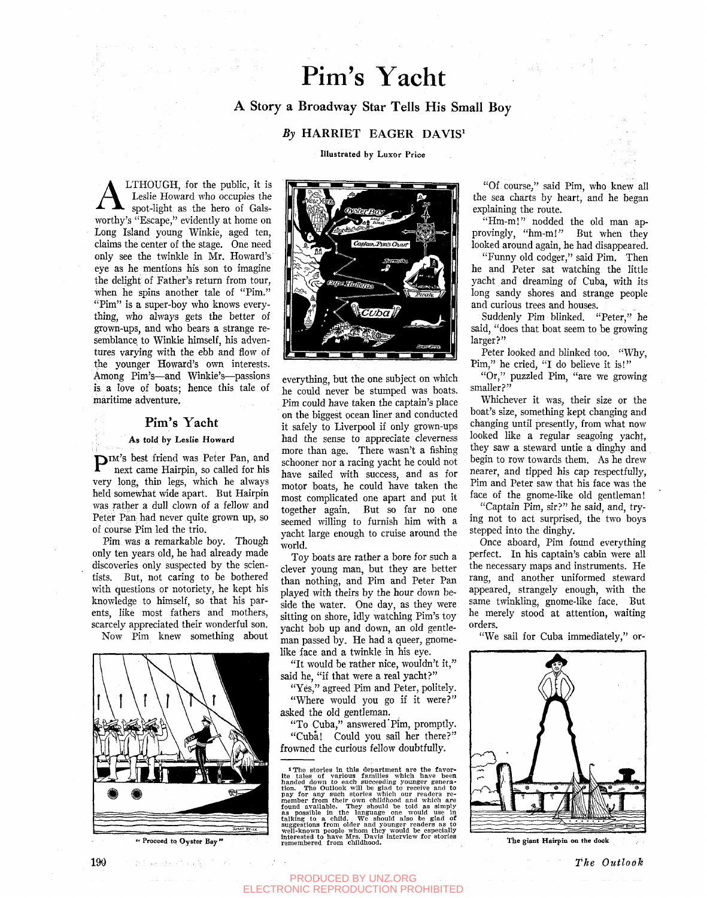# Pim's Yacht

## A Story a Broadway Star Tells His Small Boy

*By* HARRIET EAGER DAVIS[1]

Illustrated by Luxor Price

ALTHOUGH, for the public, it is Leslie Howard who occupies the spot-light as the hero of Galsworthy's "Escape," evidently at home on Long Island young Winkie, aged ten, claims the center of the stage. One need only see the twinkle in Mr. Howard's eye as he mentions his son to imagine the delight of Father's return from tour, when he spins another tale of "Pim." "Pim" is a super-boy who knows everything, who always gets the better of grown-ups, and who bears a strange resemblance to Winkie himself, his adventures varying with the ebb and flow of the younger Howard's own interests. Among Pim's—and Winkie's—passions is a love of boats; hence this tale of maritime adventure.

### Pim's Yacht

#### As told by Leslie Howard

PIM'S best friend was Peter Pan, and next came Hairpin, so called for his very long, thin legs, which he always held somewhat wide apart. But Hairpin was rather a dull clown of a fellow and Peter Pan had never quite grown up, so of course Pim led the trio.

Pim was a remarkable boy. Though only ten years old, he had already made discoveries only suspected by the scientists. But, not caring to be bothered with questions or notoriety, he kept his knowledge to himself, so that his parents, like most fathers and mothers, scarcely appreciated their wonderful son.

Now Pim knew something about everything, but the one subject on which he could never be stumped was boats. Pim could have taken the captain's place on the biggest ocean liner and conducted it safely to Liverpool if only grown-ups had the sense to appreciate cleverness more than age. There wasn't a fishing schooner nor a racing yacht he could not have sailed with success, and as for motor boats, he could have taken the most complicated one apart and put it together again. But so far no one seemed willing to furnish him with a yacht large enough to cruise around the world.

"Proceed to Oyster Bay"

Toy boats are rather a bore for such a clever young man, but they are better than nothing, and Pim and Peter Pan played with theirs by the hour down beside the water. One day, as they were sitting on shore, idly watching Pim's toy yacht bob up and down, an old gentleman passed by. He had a queer, gnome-like face and a twinkle in his eye.

"It would be rather nice, wouldn't it," said he, "if that were a real yacht?"

"Yes," agreed Pim and Peter, politely.

"Where would you go if it were?" asked the old gentleman.

"To Cuba," answered Pim, promptly.

"Cuba! Could you sail her there?" frowned the curious fellow doubtfully.

"Of course," said Pim, who knew all the sea charts by heart, and he began explaining the route.

"Hm-m!" nodded the old man approvingly, "hm-m!" But when they looked around again, he had disappeared.

"Funny old codger," said Pim. Then he and Peter sat watching the little yacht and dreaming of Cuba, with its long sandy shores and strange people and curious trees and houses.

Suddenly Pim blinked. "Peter," he said, "does that boat seem to be growing larger?"

Peter looked and blinked too. "Why, Pim," he cried, "I do believe it is!"

"Or," puzzled Pim, "are we growing smaller?"

Whichever it was, their size or the boat's size, something kept changing and changing until presently, from what now looked like a regular seagoing yacht, they saw a steward untie a dinghy and begin to row towards them. As he drew nearer, and tipped his cap respectfully, Pim and Peter saw that his face was the face of the gnome-like old gentleman!

"Captain Pim, sir?" he said, and, trying not to act surprised, the two boys stepped into the dinghy.

Once aboard, Pim found everything perfect. In his captain's cabin were all the necessary maps and instruments. He rang, and another uniformed steward appeared, strangely enough, with the same twinkling, gnome-like face. But he merely stood at attention, waiting orders.

"We sail for Cuba immediately," or-

The giant Hairpin on the dock

[1] The stories in this department are the favorite tales of various families which have been handed down to each succeeding younger generation. The Outlook will be glad to receive and to pay for any such stories which our readers remember from their own childhood and which are found available. They should be told as simply as possible in the language one would use in talking to a child. We should also be glad of suggestions from older and younger readers as to well-known people whom they would be especially interested to have Mrs. Davis interview for stories remembered from childhood.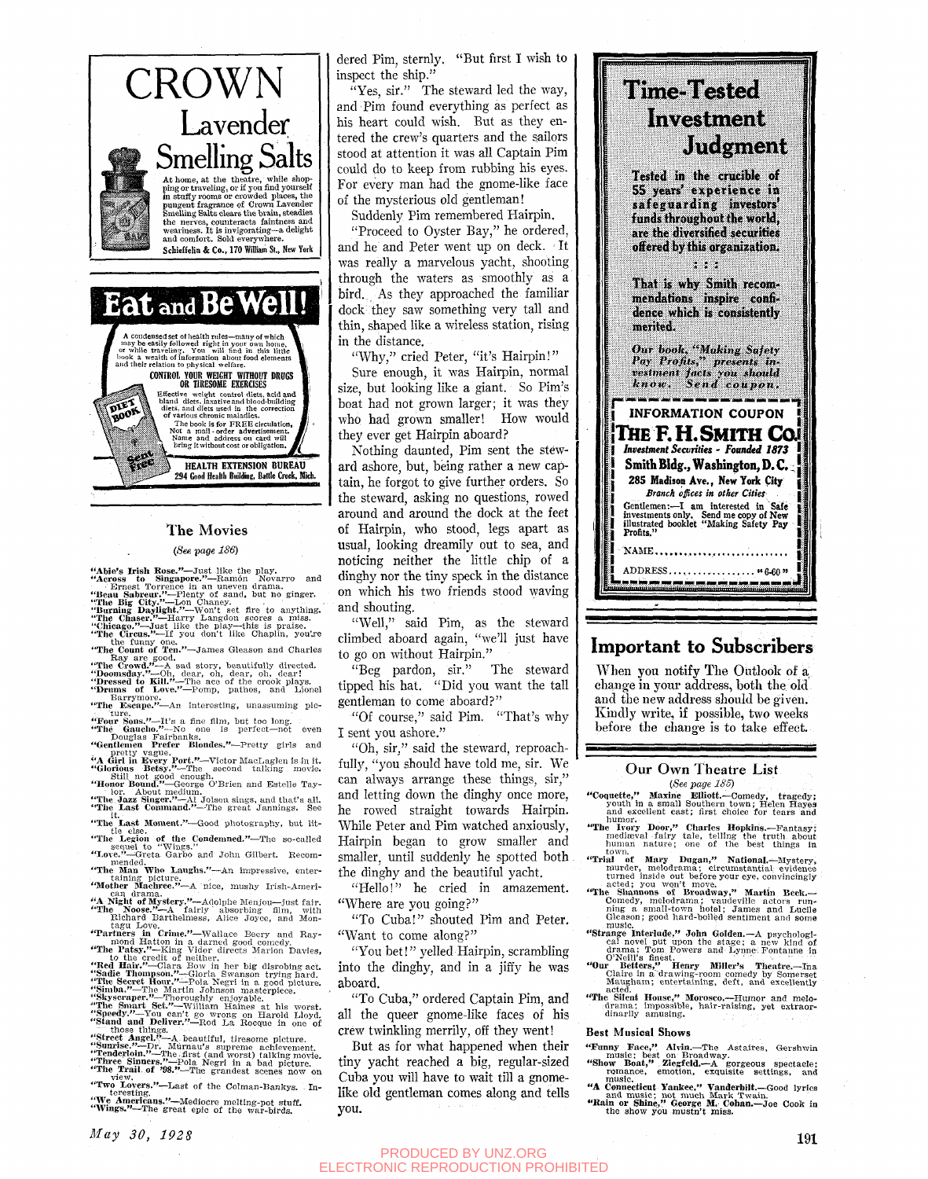# CROWN Lavender Smelling Salts

At home, at the theatre, while shopping or traveling, or if you find yourself in stuffy rooms or crowded places, the pungent fragrance of Crown Lavender Smelling Salts clears the brain, steadies the nerves, counteracts faintness and weariness. It is invigorating—a delight and comfort. Sold everywhere.

**Schieffelin & Co., 170 William St., New York**

---

# Eat and Be Well!

A condensed set of health rules—many of which may be easily followed right in your own home, or while traveling. You will find in this little book a wealth of information about food elements and their relation to physical welfare.

**CONTROL YOUR WEIGHT WITHOUT DRUGS OR TIRESOME EXERCISES**

Effective weight control diets, acid and bland diets, laxative and blood-building diets, and diets used in the correction of various chronic maladies.

The book is for FREE circulation. Not a mail-order advertisement. Name and address on card will bring it without cost or obligation.

DIET BOOK — Sent Free

**HEALTH EXTENSION BUREAU**
**294 Good Health Building, Battle Creek, Mich.**

---

## The Movies

*(See page 186)*

**"Abie's Irish Rose."**—Just like the play.
**"Across to Singapore."**—Ramón Novarro and Ernest Torrence in an uneven drama.
**"Beau Sabreur."**—Plenty of sand, but no ginger.
**"The Big City."**—Lon Chaney.
**"Burning Daylight."**—Won't set fire to anything.
**"The Chaser."**—Harry Langdon scores a miss.
**"Chicago."**—Just like the play—this is praise.
**"The Circus."**—If you don't like Chaplin, you're the funny one.
**"The Count of Ten."**—James Gleason and Charles Ray are good.
**"The Crowd."**—A sad story, beautifully directed.
**"Doomsday."**—Oh, dear, oh, dear, oh, dear!
**"Dressed to Kill."**—The ace of the crook plays.
**"Drums of Love."**—Pomp, pathos, and Lionel Barrymore.
**"The Escape."**—An interesting, unassuming picture.
**"Four Sons."**—It's a fine film, but too long.
**"The Gaucho."**—No one is perfect—not even Douglas Fairbanks.
**"Gentlemen Prefer Blondes."**—Pretty girls and pretty vague.
**"A Girl in Every Port."**—Victor MacLaglen is in it.
**"Glorious Betsy."**—The second talking movie. Still not good enough.
**"Honor Bound."**—George O'Brien and Estelle Taylor. About medium.
**"The Jazz Singer."**—Al Jolson sings, and that's all.
**"The Last Command."**—The great Jannings. See it.
**"The Last Moment."**—Good photography, but little else.
**"The Legion of the Condemned."**—The so-called sequel to "Wings."
**"Love."**—Greta Garbo and John Gilbert. Recommended.
**"The Man Who Laughs."**—An impressive, entertaining picture.
**"Mother Machree."**—A nice, mushy Irish-American drama.
**"A Night of Mystery."**—Adolphe Menjou—just fair.
**"The Noose."**—A fairly absorbing film, with Richard Barthelmess, Alice Joyce, and Montagu Love.
**"Partners in Crime."**—Wallace Beery and Raymond Hatton in a darned good comedy.
**"The Patsy."**—King Vidor directs Marion Davies, to the credit of neither.
**"Red Hair."**—Clara Bow in her big disrobing act.
**"Sadie Thompson."**—Gloria Swanson trying hard.
**"The Secret Hour."**—Pola Negri in a good picture.
**"Simba."**—The Martin Johnson masterpiece.
**"Skyscraper."**—Thoroughly enjoyable.
**"The Smart Set."**—William Haines at his worst.
**"Speedy."**—You can't go wrong on Harold Lloyd.
**"Stand and Deliver."**—Rod La Rocque in one of those things.
**"Street Angel."**—A beautiful, tiresome picture.
**"Sunrise."**—Dr. Murnau's supreme achievement.
**"Tenderloin."**—The first (and worst) talking movie.
**"Three Sinners."**—Pola Negri in a bad picture.
**"The Trail of '98."**—The grandest scenes now on view.
**"Two Lovers."**—Last of the Colman-Bankys. Interesting.
**"We Americans."**—Mediocre melting-pot stuff.
**"Wings."**—The great epic of the war-birds.

---

dered Pim, sternly. "But first I wish to inspect the ship."

"Yes, sir." The steward led the way, and Pim found everything as perfect as his heart could wish. But as they entered the crew's quarters and the sailors stood at attention it was all Captain Pim could do to keep from rubbing his eyes. For every man had the gnome-like face of the mysterious old gentleman!

Suddenly Pim remembered Hairpin.

"Proceed to Oyster Bay," he ordered, and he and Peter went up on deck. It was really a marvelous yacht, shooting through the waters as smoothly as a bird. As they approached the familiar dock they saw something very tall and thin, shaped like a wireless station, rising in the distance.

"Why," cried Peter, "it's Hairpin!"

Sure enough, it was Hairpin, normal size, but looking like a giant. So Pim's boat had not grown larger; it was they who had grown smaller! How would they ever get Hairpin aboard?

Nothing daunted, Pim sent the steward ashore, but, being rather a new captain, he forgot to give further orders. So the steward, asking no questions, rowed around and around the dock at the feet of Hairpin, who stood, legs apart as usual, looking dreamily out to sea, and noticing neither the little chip of a dinghy nor the tiny speck in the distance on which his two friends stood waving and shouting.

"Well," said Pim, as the steward climbed aboard again, "we'll just have to go on without Hairpin."

"Beg pardon, sir." The steward tipped his hat. "Did you want the tall gentleman to come aboard?"

"Of course," said Pim. "That's why I sent you ashore."

"Oh, sir," said the steward, reproachfully, "you should have told me, sir. We can always arrange these things, sir," and letting down the dinghy once more, he rowed straight towards Hairpin. While Peter and Pim watched anxiously, Hairpin began to grow smaller and smaller, until suddenly he spotted both the dinghy and the beautiful yacht.

"Hello!" he cried in amazement. "Where are you going?"

"To Cuba!" shouted Pim and Peter. "Want to come along?"

"You bet!" yelled Hairpin, scrambling into the dinghy, and in a jiffy he was aboard.

"To Cuba," ordered Captain Pim, and all the queer gnome-like faces of his crew twinkling merrily, off they went!

But as for what happened when their tiny yacht reached a big, regular-sized Cuba you will have to wait till a gnome-like old gentleman comes along and tells you.

---

# Time-Tested Investment Judgment

Tested in the crucible of 55 years' experience in safeguarding investors' funds throughout the world, are the diversified securities offered by this organization.

That is why Smith recommendations inspire confidence which is consistently merited.

*Our book, "Making Safety Pay Profits," presents investment facts you should know. Send coupon.*

**INFORMATION COUPON**

**THE F. H. SMITH CO.**
*Investment Securities - Founded 1873*
**Smith Bldg., Washington, D. C.**
**285 Madison Ave., New York City**
*Branch offices in other Cities*

Gentlemen:—I am interested in Safe investments only. Send me copy of New illustrated booklet "Making Safety Pay Profits."

NAME............................

ADDRESS.................. "6-60"

---

## Important to Subscribers

When you notify The Outlook of a change in your address, both the old and the new address should be given. Kindly write, if possible, two weeks before the change is to take effect.

---

## Our Own Theatre List

*(See page 185)*

**"Coquette," Maxine Elliott.**—Comedy, tragedy; youth in a small Southern town; Helen Hayes and excellent cast; first choice for tears and humor.
**"The Ivory Door," Charles Hopkins.**—Fantasy; mediæval fairy tale, telling the truth about human nature; one of the best things in town.
**"Trial of Mary Dugan," National.**—Mystery, murder, melodrama; circumstantial evidence turned inside out before your eye, convincingly acted; you won't move.
**"The Shannons of Broadway," Martin Beck.**—Comedy, melodrama; vaudeville actors running a small-town hotel; James and Lucile Gleason; good hard-boiled sentiment and some music.
**"Strange Interlude," John Golden.**—A psychological novel put upon the stage; a new kind of drama; Tom Powers and Lynne Fontanne in O'Neill's finest.
**"Our Betters," Henry Miller's Theatre.**—Ina Claire in a drawing-room comedy by Somerset Maugham; entertaining, deft, and excellently acted.
**"The Silent House," Morosco.**—Humor and melodrama; impossible, hair-raising, yet extraordinarily amusing.

### Best Musical Shows

**"Funny Face," Alvin.**—The Astaires, Gershwin music; best on Broadway.
**"Show Boat," Ziegfeld.**—A gorgeous spectacle; romance, emotion, exquisite settings, and music.
**"A Connecticut Yankee," Vanderbilt.**—Good lyrics and music; not much Mark Twain.
**"Rain or Shine," George M. Cohan.**—Joe Cook in the show you mustn't miss.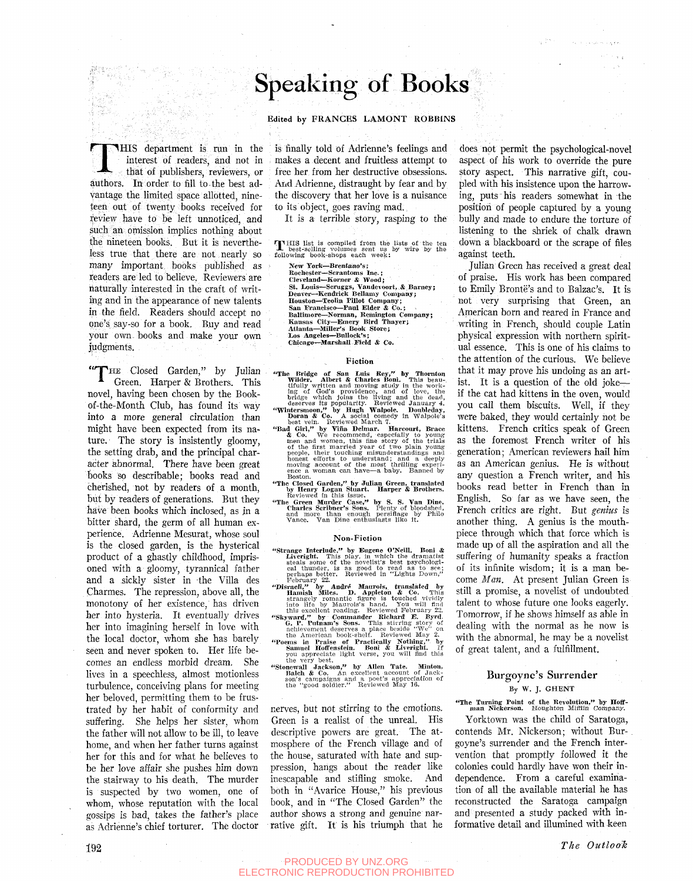# Speaking of Books

Edited by FRANCES LAMONT ROBBINS

THIS department is run in the interest of readers, and not in that of publishers, reviewers, or authors. In order to fill to the best advantage the limited space allotted, nineteen out of twenty books received for review have to be left unnoticed, and such an omission implies nothing about the nineteen books. But it is nevertheless true that there are not nearly so many important books published as readers are led to believe. Reviewers are naturally interested in the craft of writing and in the appearance of new talents in the field. Readers should accept no one's say-so for a book. Buy and read your own books and make your own judgments.

"THE Closed Garden," by Julian Green. Harper & Brothers. This novel, having been chosen by the Book-of-the-Month Club, has found its way into a more general circulation than might have been expected from its nature. The story is insistently gloomy, the setting drab, and the principal character abnormal. There have been great books so describable; books read and cherished, not by readers of a month, but by readers of generations. But they have been books which inclosed, as in a bitter shard, the germ of all human experience. Adrienne Mesurat, whose soul is the closed garden, is the hysterical product of a ghastly childhood, imprisoned with a gloomy, tyrannical father and a sickly sister in the Villa des Charmes. The repression, above all, the monotony of her existence, has driven her into hysteria. It eventually drives her into imagining herself in love with the local doctor, whom she has barely seen and never spoken to. Her life becomes an endless morbid dream. She lives in a speechless, almost motionless turbulence, conceiving plans for meeting her beloved, permitting them to be frustrated by her habit of conformity and suffering. She helps her sister, whom the father will not allow to be ill, to leave home, and when her father turns against her for this and for what he believes to be her love affair she pushes him down the stairway to his death. The murder is suspected by two women, one of whom, whose reputation with the local gossips is bad, takes the father's place as Adrienne's chief torturer. The doctor is finally told of Adrienne's feelings and makes a decent and fruitless attempt to free her from her destructive obsessions. And Adrienne, distraught by fear and by the discovery that her love is a nuisance to its object, goes raving mad.

It is a terrible story, rasping to the nerves, but not stirring to the emotions. Green is a realist of the unreal. His descriptive powers are great. The atmosphere of the French village and of the house, saturated with hate and suppression, hangs about the reader like inescapable and stifling smoke. And both in "Avarice House," his previous book, and in "The Closed Garden" the author shows a strong and genuine narrative gift. It is his triumph that he does not permit the psychological-novel aspect of his work to override the pure story aspect. This narrative gift, coupled with his insistence upon the harrowing, puts his readers somewhat in the position of people captured by a young bully and made to endure the torture of listening to the shriek of chalk drawn down a blackboard or the scrape of files against teeth.

Julian Green has received a great deal of praise. His work has been compared to Emily Brontë's and to Balzac's. It is not very surprising that Green, an American born and reared in France and writing in French, should couple Latin physical expression with northern spiritual essence. This is one of his claims to the attention of the curious. We believe that it may prove his undoing as an artist. It is a question of the old joke—if the cat had kittens in the oven, would you call them biscuits. Well, if they were baked, they would certainly not be kittens. French critics speak of Green as the foremost French writer of his generation; American reviewers hail him as an American genius. He is without any question a French writer, and his books read better in French than in English. So far as we have seen, the French critics are right. But *genius* is another thing. A genius is the mouthpiece through which that force which is made up of all the aspiration and all the suffering of humanity speaks a fraction of its infinite wisdom; it is a man become *Man*. At present Julian Green is still a promise, a novelist of undoubted talent to whose future one looks eagerly. Tomorrow, if he shows himself as able in dealing with the normal as he now is with the abnormal, he may be a novelist of great talent, and a fulfillment.

THIS list is compiled from the lists of the ten best-selling volumes sent us by wire by the following book-shops each week:

New York—Brentano's;
Rochester—Scrantoms Inc.;
Cleveland—Korner & Wood;
St. Louis—Scruggs, Vandevoort, & Barney;
Denver—Kendrick Bellamy Company;
Houston—Teolin Pillot Company;
San Francisco—Paul Elder & Co.;
Baltimore—Norman, Remington Company;
Kansas City—Emery Bird Thayer;
Atlanta—Miller's Book Store;
Los Angeles—Bullock's;
Chicago—Marshall Field & Co.

### Fiction

**"The Bridge of San Luis Rey," by Thornton Wilder. Albert & Charles Boni.** This beautifully written and moving study in the working of God's providence, and of love, the bridge which joins the living and the dead, deserves its popularity. Reviewed January 4.

**"Wintersmoon," by Hugh Walpole. Doubleday, Doran & Co.** A social comedy in Walpole's best vein. Reviewed March 7.

**"Bad Girl," by Viña Delmar. Harcourt, Brace & Co.** We recommend, especially to young men and women, this fine story of the trials of the first married year of two plain young people, their touching misunderstandings and honest efforts to understand; and a deeply moving account of the most thrilling experience a woman can have—a baby. Banned by Boston.

**"The Closed Garden," by Julian Green, translated by Henry Logan Stuart. Harper & Brothers.** Reviewed in this issue.

**"The Green Murder Case," by S. S. Van Dine. Charles Scribner's Sons.** Plenty of bloodshed, and more than enough persiflage by Philo Vance. Van Dine enthusiasts like it.

### Non-Fiction

**"Strange Interlude," by Eugene O'Neill. Boni & Liveright.** This play, in which the dramatist steals some of the novelist's best psychological thunder, is as good to read as to see; perhaps better. Reviewed in "Lights Down," February 22.

**"Disraeli," by André Maurois, translated by Hamish Miles. D. Appleton & Co.** This strangely romantic figure is touched vividly into life by Maurois's hand. You will find this excellent reading. Reviewed February 22.

**"Skyward," by Commander Richard E. Byrd. G. P. Putnam's Sons.** This stirring story of achievement deserves a place beside "We" on the American book-shelf. Reviewed May 2.

**"Poems in Praise of Practically Nothing," by Samuel Hoffenstein. Boni & Liveright.** If you appreciate light verse, you will find this the very best.

**"Stonewall Jackson," by Allen Tate. Minton, Balch & Co.** An excellent account of Jackson's campaigns and a poet's appreciation of the "good soldier." Reviewed May 16.

## Burgoyne's Surrender

By W. J. GHENT

**"The Turning Point of the Revolution," by Hoffman Nickerson.** Houghton Mifflin Company.

Yorktown was the child of Saratoga, contends Mr. Nickerson; without Burgoyne's surrender and the French intervention that promptly followed it the colonies could hardly have won their independence. From a careful examination of all the available material he has reconstructed the Saratoga campaign and presented a study packed with informative detail and illumined with keen